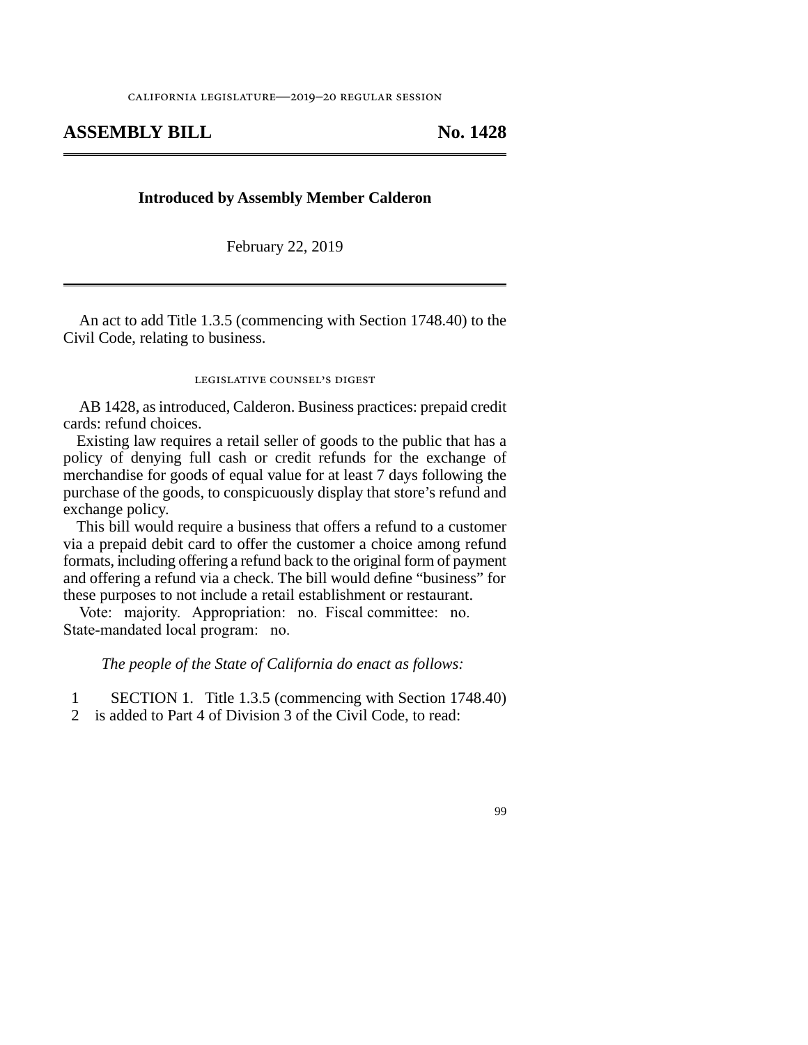CALIFORNIA LEGISLATURE—2019–20 REGULAR SESSION

# ASSEMBLY BILL No. 1428

**Introduced by Assembly Member Calderon**

February 22, 2019

An act to add Title 1.3.5 (commencing with Section 1748.40) to the Civil Code, relating to business.

## LEGISLATIVE COUNSEL'S DIGEST

AB 1428, as introduced, Calderon. Business practices: prepaid credit cards: refund choices.

Existing law requires a retail seller of goods to the public that has a policy of denying full cash or credit refunds for the exchange of merchandise for goods of equal value for at least 7 days following the purchase of the goods, to conspicuously display that store's refund and exchange policy.

This bill would require a business that offers a refund to a customer via a prepaid debit card to offer the customer a choice among refund formats, including offering a refund back to the original form of payment and offering a refund via a check. The bill would define "business" for these purposes to not include a retail establishment or restaurant.

Vote: majority. Appropriation: no. Fiscal committee: no. State-mandated local program: no.

*The people of the State of California do enact as follows:*

1 SECTION 1. Title 1.3.5 (commencing with Section 1748.40)
2 is added to Part 4 of Division 3 of the Civil Code, to read: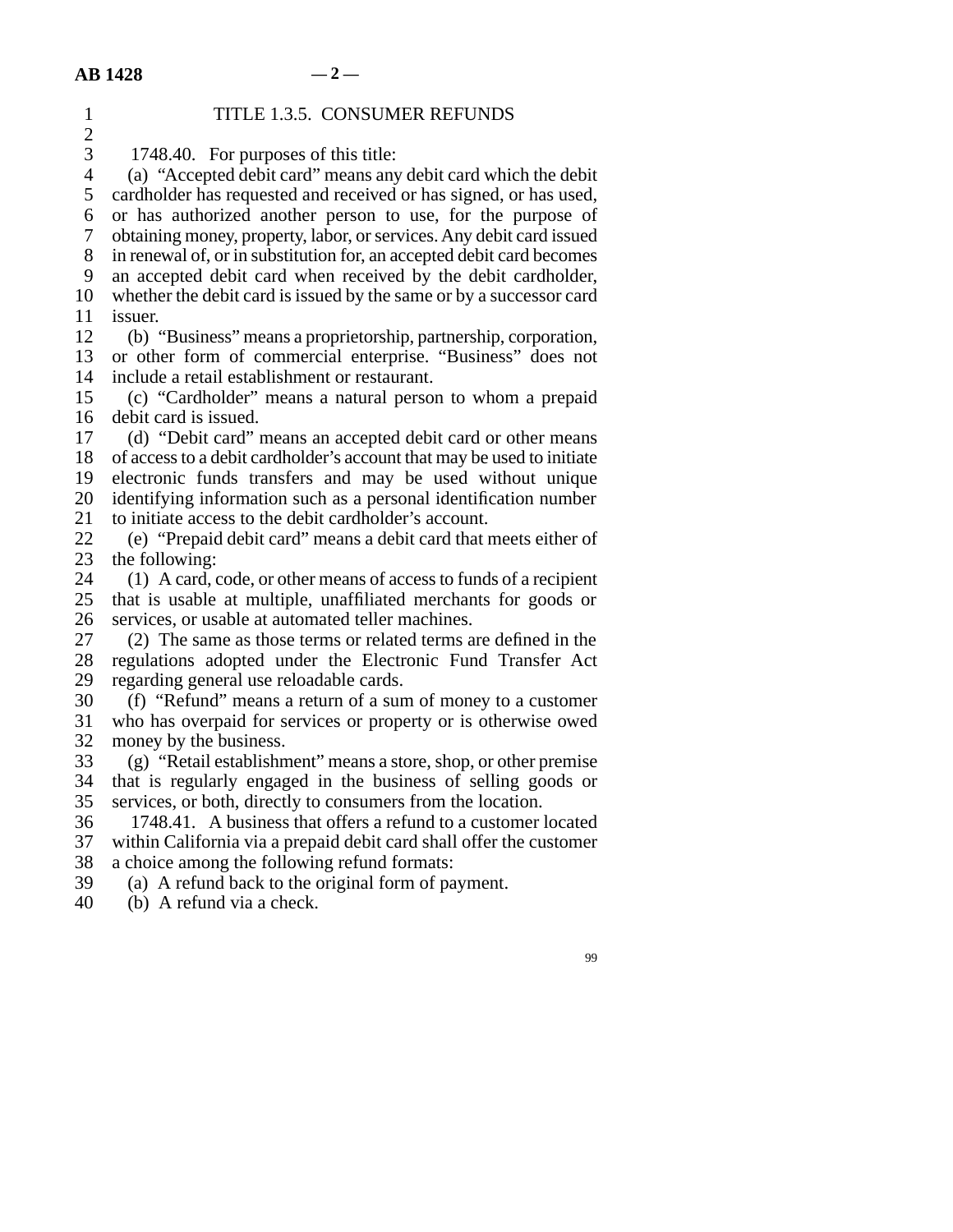TITLE 1.3.5. CONSUMER REFUNDS

1748.40. For purposes of this title:

(a) "Accepted debit card" means any debit card which the debit cardholder has requested and received or has signed, or has used, or has authorized another person to use, for the purpose of obtaining money, property, labor, or services. Any debit card issued in renewal of, or in substitution for, an accepted debit card becomes an accepted debit card when received by the debit cardholder, whether the debit card is issued by the same or by a successor card issuer.

(b) "Business" means a proprietorship, partnership, corporation, or other form of commercial enterprise. "Business" does not include a retail establishment or restaurant.

(c) "Cardholder" means a natural person to whom a prepaid debit card is issued.

(d) "Debit card" means an accepted debit card or other means of access to a debit cardholder's account that may be used to initiate electronic funds transfers and may be used without unique identifying information such as a personal identification number to initiate access to the debit cardholder's account.

(e) "Prepaid debit card" means a debit card that meets either of the following:

(1) A card, code, or other means of access to funds of a recipient that is usable at multiple, unaffiliated merchants for goods or services, or usable at automated teller machines.

(2) The same as those terms or related terms are defined in the regulations adopted under the Electronic Fund Transfer Act regarding general use reloadable cards.

(f) "Refund" means a return of a sum of money to a customer who has overpaid for services or property or is otherwise owed money by the business.

(g) "Retail establishment" means a store, shop, or other premise that is regularly engaged in the business of selling goods or services, or both, directly to consumers from the location.

1748.41. A business that offers a refund to a customer located within California via a prepaid debit card shall offer the customer a choice among the following refund formats:

(a) A refund back to the original form of payment.

(b) A refund via a check.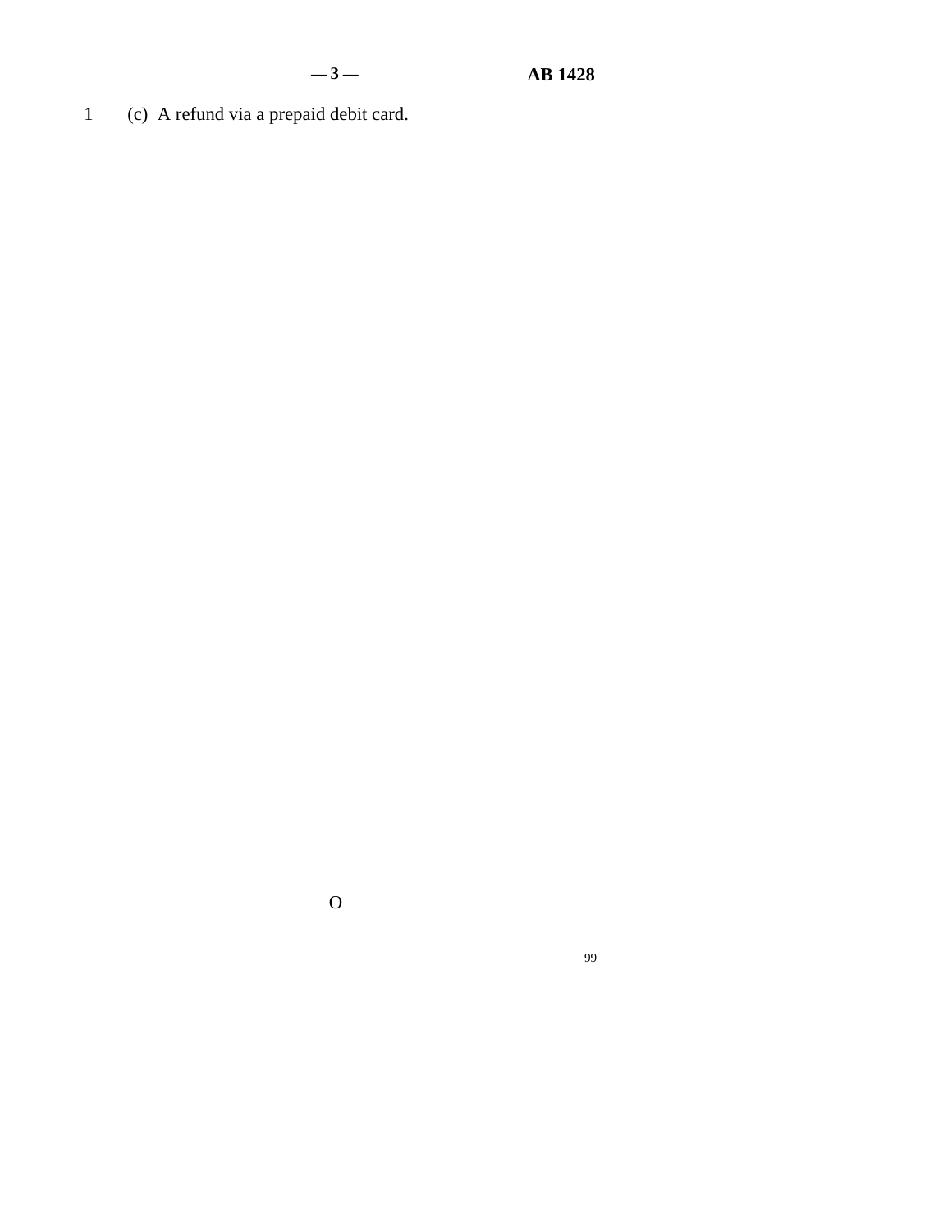(c) A refund via a prepaid debit card.

O